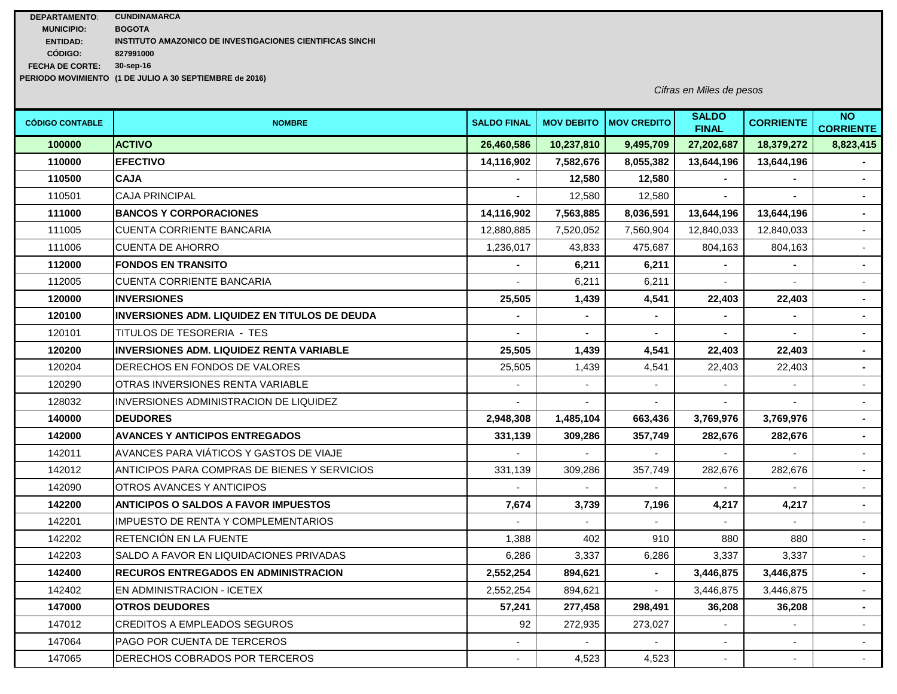**DEPARTAMENTO:** CUNDINAMARCA
**MUNICIPIO:** BOGOTA
**ENTIDAD:** INSTITUTO AMAZONICO DE INVESTIGACIONES CIENTIFICAS SINCHI
**CÓDIGO:** 827991000
**FECHA DE CORTE:** 30-sep-16
**PERIODO MOVIMIENTO** (1 DE JULIO A 30 SEPTIEMBRE de 2016)

*Cifras en Miles de pesos*

| CÓDIGO CONTABLE | NOMBRE | SALDO FINAL | MOV DEBITO | MOV CREDITO | SALDO FINAL | CORRIENTE | NO CORRIENTE |
|---|---|---|---|---|---|---|---|
| **100000** | **ACTIVO** | **26,460,586** | **10,237,810** | **9,495,709** | **27,202,687** | **18,379,272** | **8,823,415** |
| **110000** | **EFECTIVO** | **14,116,902** | **7,582,676** | **8,055,382** | **13,644,196** | **13,644,196** | **-** |
| **110500** | **CAJA** | **-** | **12,580** | **12,580** | **-** | **-** | **-** |
| 110501 | CAJA PRINCIPAL | - | 12,580 | 12,580 | - | - | - |
| **111000** | **BANCOS Y CORPORACIONES** | **14,116,902** | **7,563,885** | **8,036,591** | **13,644,196** | **13,644,196** | **-** |
| 111005 | CUENTA CORRIENTE BANCARIA | 12,880,885 | 7,520,052 | 7,560,904 | 12,840,033 | 12,840,033 | - |
| 111006 | CUENTA DE AHORRO | 1,236,017 | 43,833 | 475,687 | 804,163 | 804,163 | - |
| **112000** | **FONDOS EN TRANSITO** | **-** | **6,211** | **6,211** | **-** | **-** | **-** |
| 112005 | CUENTA CORRIENTE BANCARIA | - | 6,211 | 6,211 | - | - | - |
| **120000** | **INVERSIONES** | **25,505** | **1,439** | **4,541** | **22,403** | **22,403** | - |
| **120100** | **INVERSIONES ADM. LIQUIDEZ EN TITULOS DE DEUDA** | **-** | **-** | **-** | **-** | **-** | **-** |
| 120101 | TITULOS DE TESORERIA - TES | - | - | - | - | - | - |
| **120200** | **INVERSIONES ADM. LIQUIDEZ RENTA VARIABLE** | **25,505** | **1,439** | **4,541** | **22,403** | **22,403** | **-** |
| 120204 | DERECHOS EN FONDOS DE VALORES | 25,505 | 1,439 | 4,541 | 22,403 | 22,403 | **-** |
| 120290 | OTRAS INVERSIONES RENTA VARIABLE | - | - | - | - | - | - |
| 128032 | INVERSIONES ADMINISTRACION DE LIQUIDEZ | - | - | - | - | - | - |
| **140000** | **DEUDORES** | **2,948,308** | **1,485,104** | **663,436** | **3,769,976** | **3,769,976** | **-** |
| **142000** | **AVANCES Y ANTICIPOS ENTREGADOS** | **331,139** | **309,286** | **357,749** | **282,676** | **282,676** | **-** |
| 142011 | AVANCES PARA VIÁTICOS Y GASTOS DE VIAJE | - | - | - | - | - | - |
| 142012 | ANTICIPOS PARA COMPRAS DE BIENES Y SERVICIOS | 331,139 | 309,286 | 357,749 | 282,676 | 282,676 | - |
| 142090 | OTROS AVANCES Y ANTICIPOS | - | - | - | - | - | - |
| **142200** | **ANTICIPOS O SALDOS A FAVOR IMPUESTOS** | **7,674** | **3,739** | **7,196** | **4,217** | **4,217** | **-** |
| 142201 | IMPUESTO DE RENTA Y COMPLEMENTARIOS | - | - | - | - | - | - |
| 142202 | RETENCIÓN EN LA FUENTE | 1,388 | 402 | 910 | 880 | 880 | - |
| 142203 | SALDO A FAVOR EN LIQUIDACIONES PRIVADAS | 6,286 | 3,337 | 6,286 | 3,337 | 3,337 | - |
| **142400** | **RECUROS ENTREGADOS EN ADMINISTRACION** | **2,552,254** | **894,621** | **-** | **3,446,875** | **3,446,875** | **-** |
| 142402 | EN ADMINISTRACION - ICETEX | 2,552,254 | 894,621 | - | 3,446,875 | 3,446,875 | - |
| **147000** | **OTROS DEUDORES** | **57,241** | **277,458** | **298,491** | **36,208** | **36,208** | **-** |
| 147012 | CREDITOS A EMPLEADOS SEGUROS | 92 | 272,935 | 273,027 | - | - | - |
| 147064 | PAGO POR CUENTA DE TERCEROS | - | - | - | - | - | - |
| 147065 | DERECHOS COBRADOS POR TERCEROS | - | 4,523 | 4,523 | - | - | - |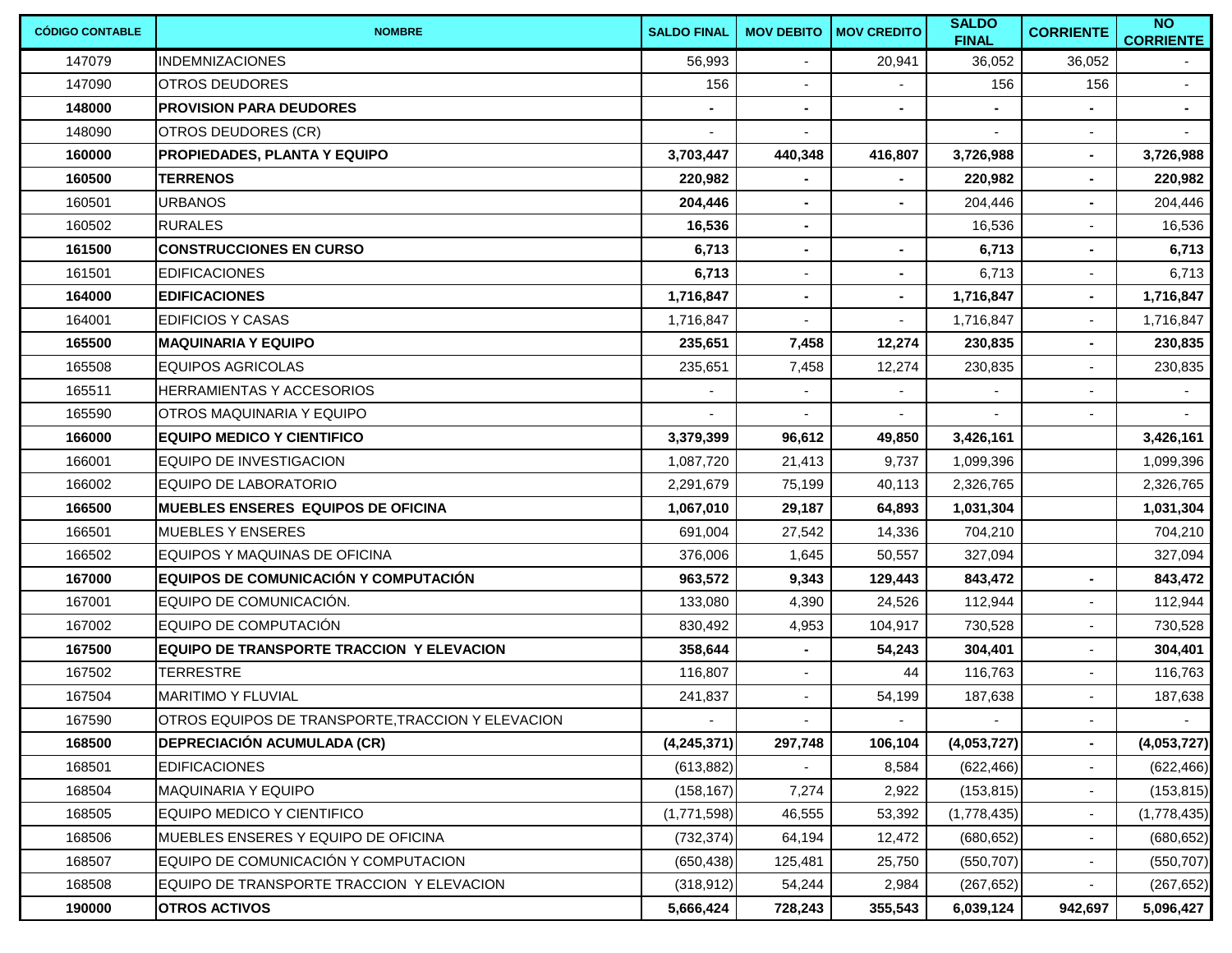| CÓDIGO CONTABLE | NOMBRE | SALDO FINAL | MOV DEBITO | MOV CREDITO | SALDO FINAL | CORRIENTE | NO CORRIENTE |
|---|---|---|---|---|---|---|---|
| 147079 | INDEMNIZACIONES | 56,993 | - | 20,941 | 36,052 | 36,052 | - |
| 147090 | OTROS DEUDORES | 156 | - | - | 156 | 156 | - |
| **148000** | **PROVISION PARA DEUDORES** | **-** | **-** | **-** | **-** | **-** | **-** |
| 148090 | OTROS DEUDORES (CR) | - | - | | - | - | - |
| **160000** | **PROPIEDADES, PLANTA Y EQUIPO** | **3,703,447** | **440,348** | **416,807** | **3,726,988** | **-** | **3,726,988** |
| **160500** | **TERRENOS** | **220,982** | **-** | **-** | **220,982** | **-** | **220,982** |
| 160501 | URBANOS | **204,446** | **-** | **-** | 204,446 | **-** | 204,446 |
| 160502 | RURALES | **16,536** | **-** | | 16,536 | - | 16,536 |
| **161500** | **CONSTRUCCIONES EN CURSO** | **6,713** | **-** | **-** | **6,713** | **-** | **6,713** |
| 161501 | EDIFICACIONES | **6,713** | - | **-** | 6,713 | - | 6,713 |
| **164000** | **EDIFICACIONES** | **1,716,847** | **-** | **-** | **1,716,847** | **-** | **1,716,847** |
| 164001 | EDIFICIOS Y CASAS | 1,716,847 | - | - | 1,716,847 | - | 1,716,847 |
| **165500** | **MAQUINARIA Y EQUIPO** | **235,651** | **7,458** | **12,274** | **230,835** | **-** | **230,835** |
| 165508 | EQUIPOS AGRICOLAS | 235,651 | 7,458 | 12,274 | 230,835 | - | 230,835 |
| 165511 | HERRAMIENTAS Y ACCESORIOS | - | - | - | - | - | - |
| 165590 | OTROS MAQUINARIA Y EQUIPO | - | - | - | - | - | - |
| **166000** | **EQUIPO MEDICO Y CIENTIFICO** | **3,379,399** | **96,612** | **49,850** | **3,426,161** | | **3,426,161** |
| 166001 | EQUIPO DE INVESTIGACION | 1,087,720 | 21,413 | 9,737 | 1,099,396 | | 1,099,396 |
| 166002 | EQUIPO DE LABORATORIO | 2,291,679 | 75,199 | 40,113 | 2,326,765 | | 2,326,765 |
| **166500** | **MUEBLES ENSERES EQUIPOS DE OFICINA** | **1,067,010** | **29,187** | **64,893** | **1,031,304** | | **1,031,304** |
| 166501 | MUEBLES Y ENSERES | 691,004 | 27,542 | 14,336 | 704,210 | | 704,210 |
| 166502 | EQUIPOS Y MAQUINAS DE OFICINA | 376,006 | 1,645 | 50,557 | 327,094 | | 327,094 |
| **167000** | **EQUIPOS DE COMUNICACIÓN Y COMPUTACIÓN** | **963,572** | **9,343** | **129,443** | **843,472** | **-** | **843,472** |
| 167001 | EQUIPO DE COMUNICACIÓN. | 133,080 | 4,390 | 24,526 | 112,944 | - | 112,944 |
| 167002 | EQUIPO DE COMPUTACIÓN | 830,492 | 4,953 | 104,917 | 730,528 | - | 730,528 |
| **167500** | **EQUIPO DE TRANSPORTE TRACCION Y ELEVACION** | **358,644** | **-** | **54,243** | **304,401** | - | **304,401** |
| 167502 | TERRESTRE | 116,807 | - | 44 | 116,763 | - | 116,763 |
| 167504 | MARITIMO Y FLUVIAL | 241,837 | - | 54,199 | 187,638 | - | 187,638 |
| 167590 | OTROS EQUIPOS DE TRANSPORTE,TRACCION Y ELEVACION | - | - | - | - | - | - |
| **168500** | **DEPRECIACIÓN ACUMULADA (CR)** | **(4,245,371)** | **297,748** | **106,104** | **(4,053,727)** | **-** | **(4,053,727)** |
| 168501 | EDIFICACIONES | (613,882) | - | 8,584 | (622,466) | - | (622,466) |
| 168504 | MAQUINARIA Y EQUIPO | (158,167) | 7,274 | 2,922 | (153,815) | - | (153,815) |
| 168505 | EQUIPO MEDICO Y CIENTIFICO | (1,771,598) | 46,555 | 53,392 | (1,778,435) | - | (1,778,435) |
| 168506 | MUEBLES ENSERES Y EQUIPO DE OFICINA | (732,374) | 64,194 | 12,472 | (680,652) | - | (680,652) |
| 168507 | EQUIPO DE COMUNICACIÓN Y COMPUTACION | (650,438) | 125,481 | 25,750 | (550,707) | - | (550,707) |
| 168508 | EQUIPO DE TRANSPORTE TRACCION Y ELEVACION | (318,912) | 54,244 | 2,984 | (267,652) | - | (267,652) |
| **190000** | **OTROS ACTIVOS** | **5,666,424** | **728,243** | **355,543** | **6,039,124** | **942,697** | **5,096,427** |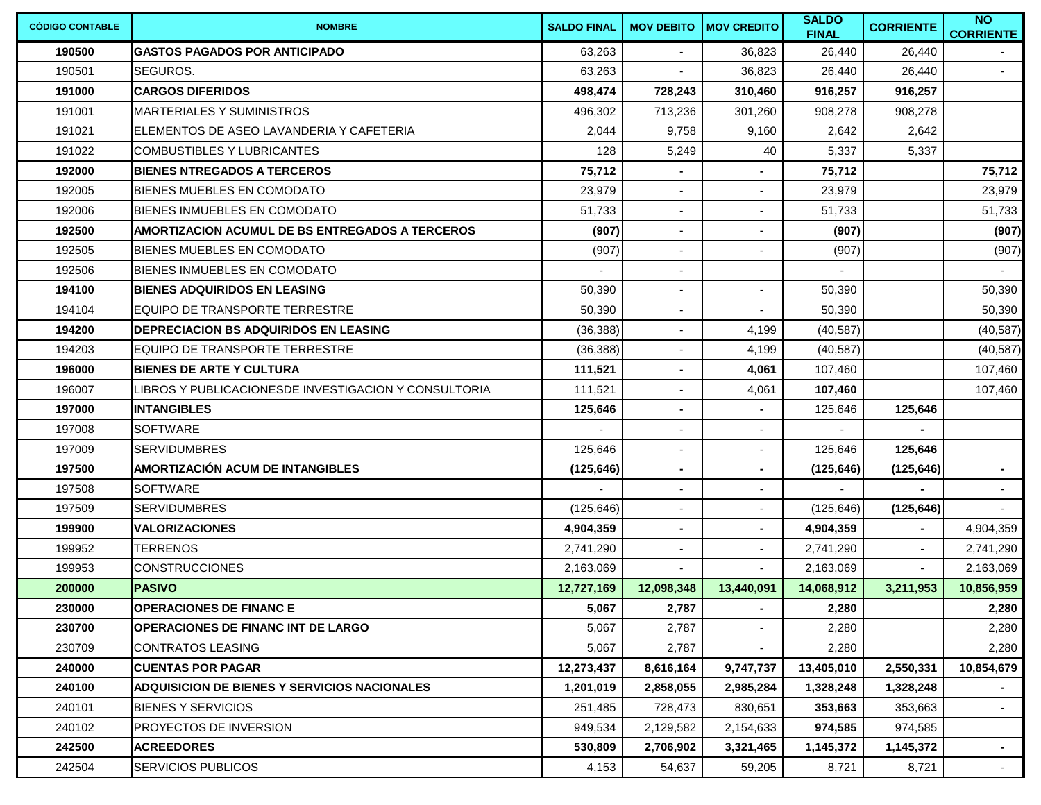| CÓDIGO CONTABLE | NOMBRE | SALDO FINAL | MOV DEBITO | MOV CREDITO | SALDO FINAL | CORRIENTE | NO CORRIENTE |
|---|---|---|---|---|---|---|---|
| **190500** | **GASTOS PAGADOS POR ANTICIPADO** | 63,263 | - | 36,823 | 26,440 | 26,440 | - |
| 190501 | SEGUROS. | 63,263 | - | 36,823 | 26,440 | 26,440 | - |
| **191000** | **CARGOS DIFERIDOS** | **498,474** | **728,243** | **310,460** | **916,257** | **916,257** | |
| 191001 | MARTERIALES Y SUMINISTROS | 496,302 | 713,236 | 301,260 | 908,278 | 908,278 | |
| 191021 | ELEMENTOS DE ASEO LAVANDERIA Y CAFETERIA | 2,044 | 9,758 | 9,160 | 2,642 | 2,642 | |
| 191022 | COMBUSTIBLES Y LUBRICANTES | 128 | 5,249 | 40 | 5,337 | 5,337 | |
| **192000** | **BIENES NTREGADOS A TERCEROS** | **75,712** | **-** | **-** | **75,712** | | **75,712** |
| 192005 | BIENES MUEBLES EN COMODATO | 23,979 | - | - | 23,979 | | 23,979 |
| 192006 | BIENES INMUEBLES EN COMODATO | 51,733 | - | - | 51,733 | | 51,733 |
| **192500** | **AMORTIZACION ACUMUL DE BS ENTREGADOS A TERCEROS** | **(907)** | **-** | **-** | **(907)** | | **(907)** |
| 192505 | BIENES MUEBLES EN COMODATO | (907) | - | - | (907) | | (907) |
| 192506 | BIENES INMUEBLES EN COMODATO | - | - | | - | | - |
| **194100** | **BIENES ADQUIRIDOS EN LEASING** | 50,390 | - | - | 50,390 | | 50,390 |
| 194104 | EQUIPO DE TRANSPORTE TERRESTRE | 50,390 | - | - | 50,390 | | 50,390 |
| **194200** | **DEPRECIACION BS ADQUIRIDOS EN LEASING** | (36,388) | - | 4,199 | (40,587) | | (40,587) |
| 194203 | EQUIPO DE TRANSPORTE TERRESTRE | (36,388) | - | 4,199 | (40,587) | | (40,587) |
| **196000** | **BIENES DE ARTE Y CULTURA** | **111,521** | **-** | **4,061** | 107,460 | | 107,460 |
| 196007 | LIBROS Y PUBLICACIONESDE INVESTIGACION Y CONSULTORIA | 111,521 | - | 4,061 | **107,460** | | 107,460 |
| **197000** | **INTANGIBLES** | **125,646** | **-** | **-** | 125,646 | **125,646** | |
| 197008 | SOFTWARE | - | - | - | - | **-** | |
| 197009 | SERVIDUMBRES | 125,646 | - | - | 125,646 | **125,646** | |
| **197500** | **AMORTIZACIÓN ACUM DE INTANGIBLES** | **(125,646)** | **-** | **-** | **(125,646)** | **(125,646)** | **-** |
| 197508 | SOFTWARE | - | - | - | - | **-** | - |
| 197509 | SERVIDUMBRES | (125,646) | - | - | (125,646) | **(125,646)** | - |
| **199900** | **VALORIZACIONES** | **4,904,359** | **-** | **-** | **4,904,359** | **-** | 4,904,359 |
| 199952 | TERRENOS | 2,741,290 | - | - | 2,741,290 | - | 2,741,290 |
| 199953 | CONSTRUCCIONES | 2,163,069 | - | - | 2,163,069 | - | 2,163,069 |
| **200000** | **PASIVO** | **12,727,169** | **12,098,348** | **13,440,091** | **14,068,912** | **3,211,953** | **10,856,959** |
| **230000** | **OPERACIONES DE FINANC E** | **5,067** | **2,787** | **-** | **2,280** | | **2,280** |
| **230700** | **OPERACIONES DE FINANC INT DE LARGO** | 5,067 | 2,787 | - | 2,280 | | 2,280 |
| 230709 | CONTRATOS LEASING | 5,067 | 2,787 | - | 2,280 | | 2,280 |
| **240000** | **CUENTAS POR PAGAR** | **12,273,437** | **8,616,164** | **9,747,737** | **13,405,010** | **2,550,331** | **10,854,679** |
| **240100** | **ADQUISICION DE BIENES Y SERVICIOS NACIONALES** | **1,201,019** | **2,858,055** | **2,985,284** | **1,328,248** | **1,328,248** | **-** |
| 240101 | BIENES Y SERVICIOS | 251,485 | 728,473 | 830,651 | **353,663** | 353,663 | - |
| 240102 | PROYECTOS DE INVERSION | 949,534 | 2,129,582 | 2,154,633 | **974,585** | 974,585 | |
| **242500** | **ACREEDORES** | **530,809** | **2,706,902** | **3,321,465** | **1,145,372** | **1,145,372** | **-** |
| 242504 | SERVICIOS PUBLICOS | 4,153 | 54,637 | 59,205 | 8,721 | 8,721 | - |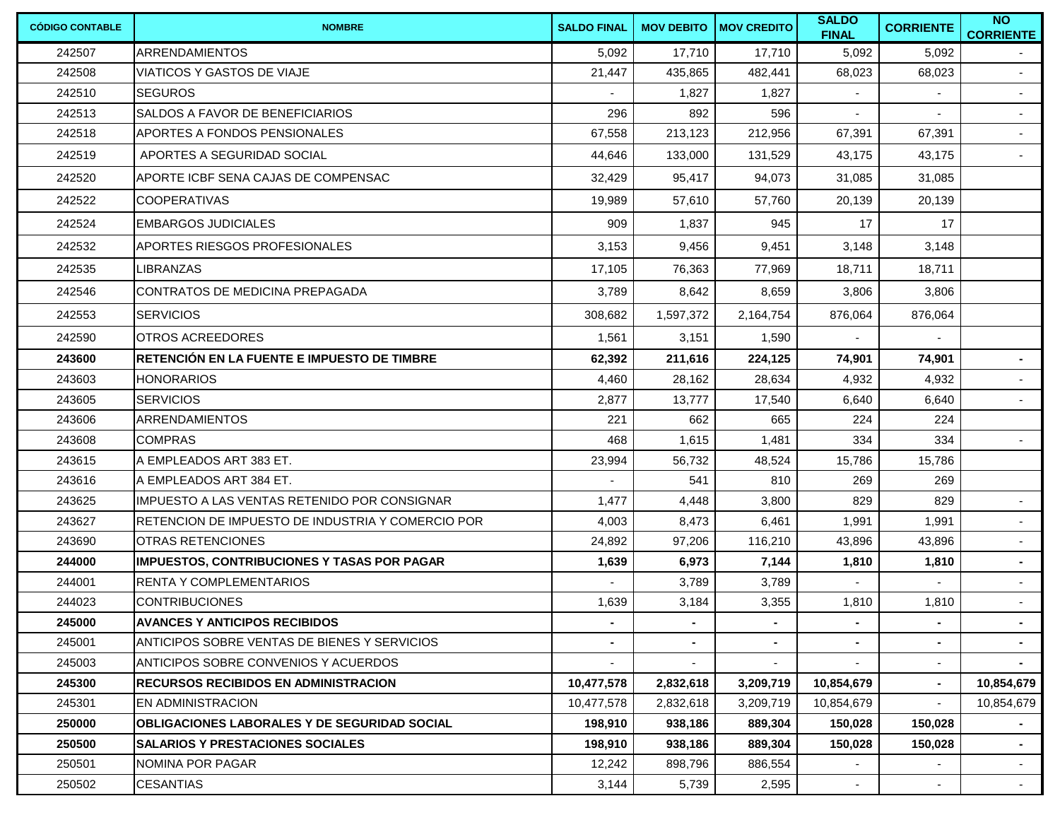| CÓDIGO CONTABLE | NOMBRE | SALDO FINAL | MOV DEBITO | MOV CREDITO | SALDO FINAL | CORRIENTE | NO CORRIENTE |
|---|---|---|---|---|---|---|---|
| 242507 | ARRENDAMIENTOS | 5,092 | 17,710 | 17,710 | 5,092 | 5,092 | - |
| 242508 | VIATICOS Y GASTOS DE VIAJE | 21,447 | 435,865 | 482,441 | 68,023 | 68,023 | - |
| 242510 | SEGUROS | - | 1,827 | 1,827 | - | - | - |
| 242513 | SALDOS A FAVOR DE BENEFICIARIOS | 296 | 892 | 596 | - | - | - |
| 242518 | APORTES A FONDOS PENSIONALES | 67,558 | 213,123 | 212,956 | 67,391 | 67,391 | - |
| 242519 | APORTES A SEGURIDAD SOCIAL | 44,646 | 133,000 | 131,529 | 43,175 | 43,175 | - |
| 242520 | APORTE ICBF SENA CAJAS DE COMPENSAC | 32,429 | 95,417 | 94,073 | 31,085 | 31,085 | |
| 242522 | COOPERATIVAS | 19,989 | 57,610 | 57,760 | 20,139 | 20,139 | |
| 242524 | EMBARGOS JUDICIALES | 909 | 1,837 | 945 | 17 | 17 | |
| 242532 | APORTES RIESGOS PROFESIONALES | 3,153 | 9,456 | 9,451 | 3,148 | 3,148 | |
| 242535 | LIBRANZAS | 17,105 | 76,363 | 77,969 | 18,711 | 18,711 | |
| 242546 | CONTRATOS DE MEDICINA PREPAGADA | 3,789 | 8,642 | 8,659 | 3,806 | 3,806 | |
| 242553 | SERVICIOS | 308,682 | 1,597,372 | 2,164,754 | 876,064 | 876,064 | |
| 242590 | OTROS ACREEDORES | 1,561 | 3,151 | 1,590 | - | - | |
| **243600** | **RETENCIÓN EN LA FUENTE E IMPUESTO DE TIMBRE** | **62,392** | **211,616** | **224,125** | **74,901** | **74,901** | **-** |
| 243603 | HONORARIOS | 4,460 | 28,162 | 28,634 | 4,932 | 4,932 | - |
| 243605 | SERVICIOS | 2,877 | 13,777 | 17,540 | 6,640 | 6,640 | - |
| 243606 | ARRENDAMIENTOS | 221 | 662 | 665 | 224 | 224 | |
| 243608 | COMPRAS | 468 | 1,615 | 1,481 | 334 | 334 | - |
| 243615 | A EMPLEADOS ART 383 ET. | 23,994 | 56,732 | 48,524 | 15,786 | 15,786 | |
| 243616 | A EMPLEADOS ART 384 ET. | - | 541 | 810 | 269 | 269 | |
| 243625 | IMPUESTO A LAS VENTAS RETENIDO POR CONSIGNAR | 1,477 | 4,448 | 3,800 | 829 | 829 | - |
| 243627 | RETENCION DE IMPUESTO DE INDUSTRIA Y COMERCIO POR | 4,003 | 8,473 | 6,461 | 1,991 | 1,991 | - |
| 243690 | OTRAS RETENCIONES | 24,892 | 97,206 | 116,210 | 43,896 | 43,896 | - |
| **244000** | **IMPUESTOS, CONTRIBUCIONES Y TASAS POR PAGAR** | **1,639** | **6,973** | **7,144** | **1,810** | **1,810** | **-** |
| 244001 | RENTA Y COMPLEMENTARIOS | - | 3,789 | 3,789 | - | - | - |
| 244023 | CONTRIBUCIONES | 1,639 | 3,184 | 3,355 | 1,810 | 1,810 | - |
| **245000** | **AVANCES Y ANTICIPOS RECIBIDOS** | **-** | **-** | **-** | **-** | **-** | **-** |
| 245001 | ANTICIPOS SOBRE VENTAS DE BIENES Y SERVICIOS | - | - | - | - | - | - |
| 245003 | ANTICIPOS SOBRE CONVENIOS Y ACUERDOS | - | - | - | - | - | - |
| **245300** | **RECURSOS RECIBIDOS EN ADMINISTRACION** | **10,477,578** | **2,832,618** | **3,209,719** | **10,854,679** | **-** | **10,854,679** |
| 245301 | EN ADMINISTRACION | 10,477,578 | 2,832,618 | 3,209,719 | 10,854,679 | - | 10,854,679 |
| **250000** | **OBLIGACIONES LABORALES Y DE SEGURIDAD SOCIAL** | **198,910** | **938,186** | **889,304** | **150,028** | **150,028** | **-** |
| **250500** | **SALARIOS Y PRESTACIONES SOCIALES** | **198,910** | **938,186** | **889,304** | **150,028** | **150,028** | **-** |
| 250501 | NOMINA POR PAGAR | 12,242 | 898,796 | 886,554 | - | - | - |
| 250502 | CESANTIAS | 3,144 | 5,739 | 2,595 | - | - | - |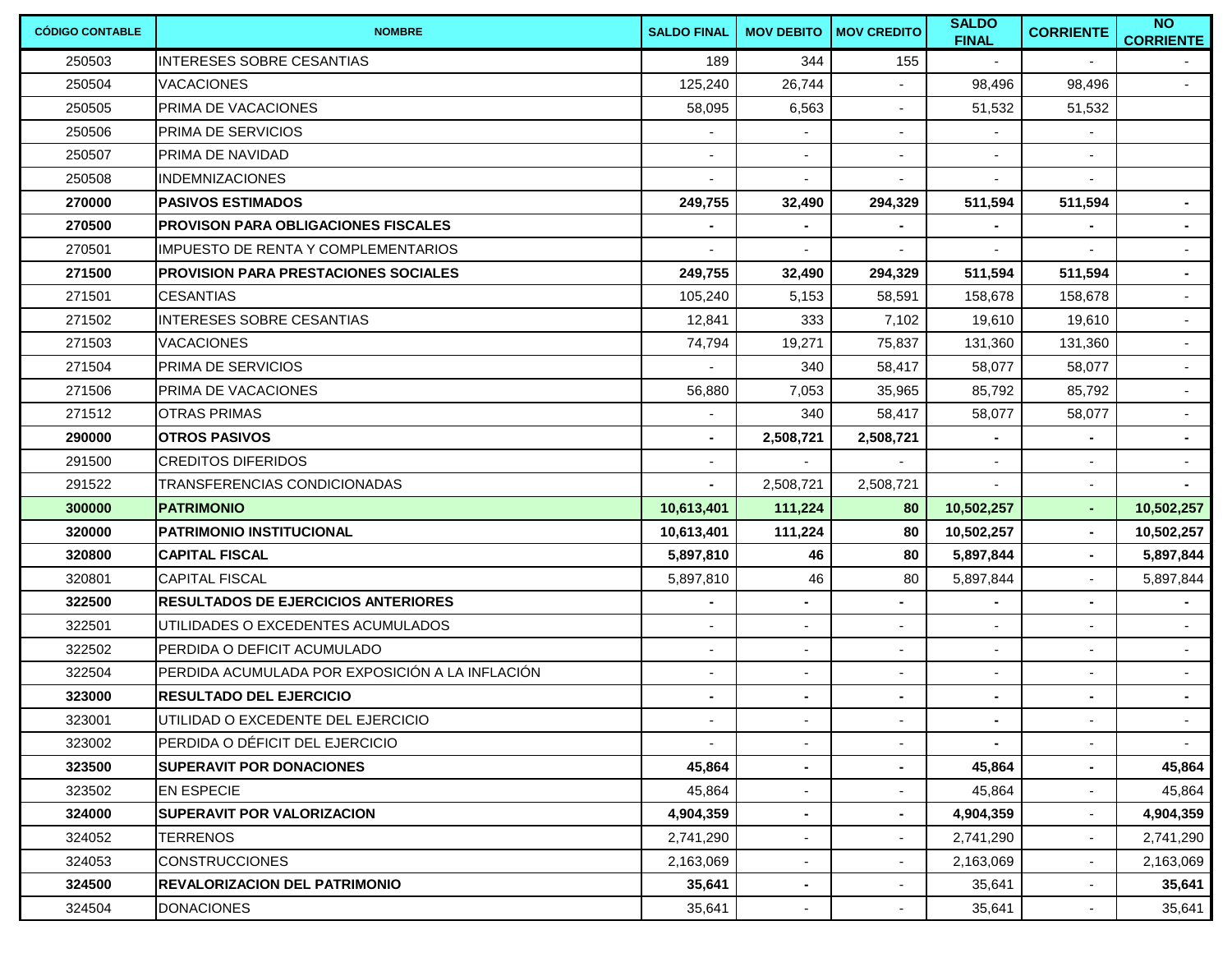| CÓDIGO CONTABLE | NOMBRE | SALDO FINAL | MOV DEBITO | MOV CREDITO | SALDO FINAL | CORRIENTE | NO CORRIENTE |
|---|---|---|---|---|---|---|---|
| 250503 | INTERESES SOBRE CESANTIAS | 189 | 344 | 155 | - | - | - |
| 250504 | VACACIONES | 125,240 | 26,744 | - | 98,496 | 98,496 | - |
| 250505 | PRIMA DE VACACIONES | 58,095 | 6,563 | - | 51,532 | 51,532 | |
| 250506 | PRIMA DE SERVICIOS | - | - | - | - | - | |
| 250507 | PRIMA DE NAVIDAD | - | - | - | - | - | |
| 250508 | INDEMNIZACIONES | - | - | - | - | - | |
| **270000** | **PASIVOS ESTIMADOS** | **249,755** | **32,490** | **294,329** | **511,594** | **511,594** | **-** |
| **270500** | **PROVISON PARA OBLIGACIONES FISCALES** | **-** | **-** | **-** | **-** | **-** | **-** |
| 270501 | IMPUESTO DE RENTA Y COMPLEMENTARIOS | - | - | - | - | - | - |
| **271500** | **PROVISION PARA PRESTACIONES SOCIALES** | **249,755** | **32,490** | **294,329** | **511,594** | **511,594** | **-** |
| 271501 | CESANTIAS | 105,240 | 5,153 | 58,591 | 158,678 | 158,678 | - |
| 271502 | INTERESES SOBRE CESANTIAS | 12,841 | 333 | 7,102 | 19,610 | 19,610 | - |
| 271503 | VACACIONES | 74,794 | 19,271 | 75,837 | 131,360 | 131,360 | - |
| 271504 | PRIMA DE SERVICIOS | - | 340 | 58,417 | 58,077 | 58,077 | - |
| 271506 | PRIMA DE VACACIONES | 56,880 | 7,053 | 35,965 | 85,792 | 85,792 | - |
| 271512 | OTRAS PRIMAS | - | 340 | 58,417 | 58,077 | 58,077 | - |
| **290000** | **OTROS PASIVOS** | **-** | **2,508,721** | **2,508,721** | **-** | **-** | **-** |
| 291500 | CREDITOS DIFERIDOS | - | - | - | - | - | - |
| 291522 | TRANSFERENCIAS CONDICIONADAS | **-** | 2,508,721 | 2,508,721 | - | - | **-** |
| **300000** | **PATRIMONIO** | **10,613,401** | **111,224** | **80** | **10,502,257** | **-** | **10,502,257** |
| **320000** | **PATRIMONIO INSTITUCIONAL** | **10,613,401** | **111,224** | **80** | **10,502,257** | **-** | **10,502,257** |
| **320800** | **CAPITAL FISCAL** | **5,897,810** | **46** | **80** | **5,897,844** | **-** | **5,897,844** |
| 320801 | CAPITAL FISCAL | 5,897,810 | 46 | 80 | 5,897,844 | - | 5,897,844 |
| **322500** | **RESULTADOS DE EJERCICIOS ANTERIORES** | **-** | **-** | **-** | **-** | **-** | **-** |
| 322501 | UTILIDADES O EXCEDENTES ACUMULADOS | - | - | - | - | - | - |
| 322502 | PERDIDA O DEFICIT ACUMULADO | - | - | - | - | - | - |
| 322504 | PERDIDA ACUMULADA POR EXPOSICIÓN A LA INFLACIÓN | - | - | - | - | - | - |
| **323000** | **RESULTADO DEL EJERCICIO** | **-** | **-** | **-** | **-** | **-** | **-** |
| 323001 | UTILIDAD O EXCEDENTE DEL EJERCICIO | - | - | - | **-** | - | - |
| 323002 | PERDIDA O DÉFICIT DEL EJERCICIO | - | - | - | **-** | - | - |
| **323500** | **SUPERAVIT POR DONACIONES** | **45,864** | **-** | **-** | **45,864** | **-** | **45,864** |
| 323502 | EN ESPECIE | 45,864 | - | - | 45,864 | - | 45,864 |
| **324000** | **SUPERAVIT POR VALORIZACION** | **4,904,359** | **-** | **-** | **4,904,359** | - | **4,904,359** |
| 324052 | TERRENOS | 2,741,290 | - | - | 2,741,290 | - | 2,741,290 |
| 324053 | CONSTRUCCIONES | 2,163,069 | - | - | 2,163,069 | - | 2,163,069 |
| **324500** | **REVALORIZACION DEL PATRIMONIO** | **35,641** | **-** | - | 35,641 | - | **35,641** |
| 324504 | DONACIONES | 35,641 | - | - | 35,641 | - | 35,641 |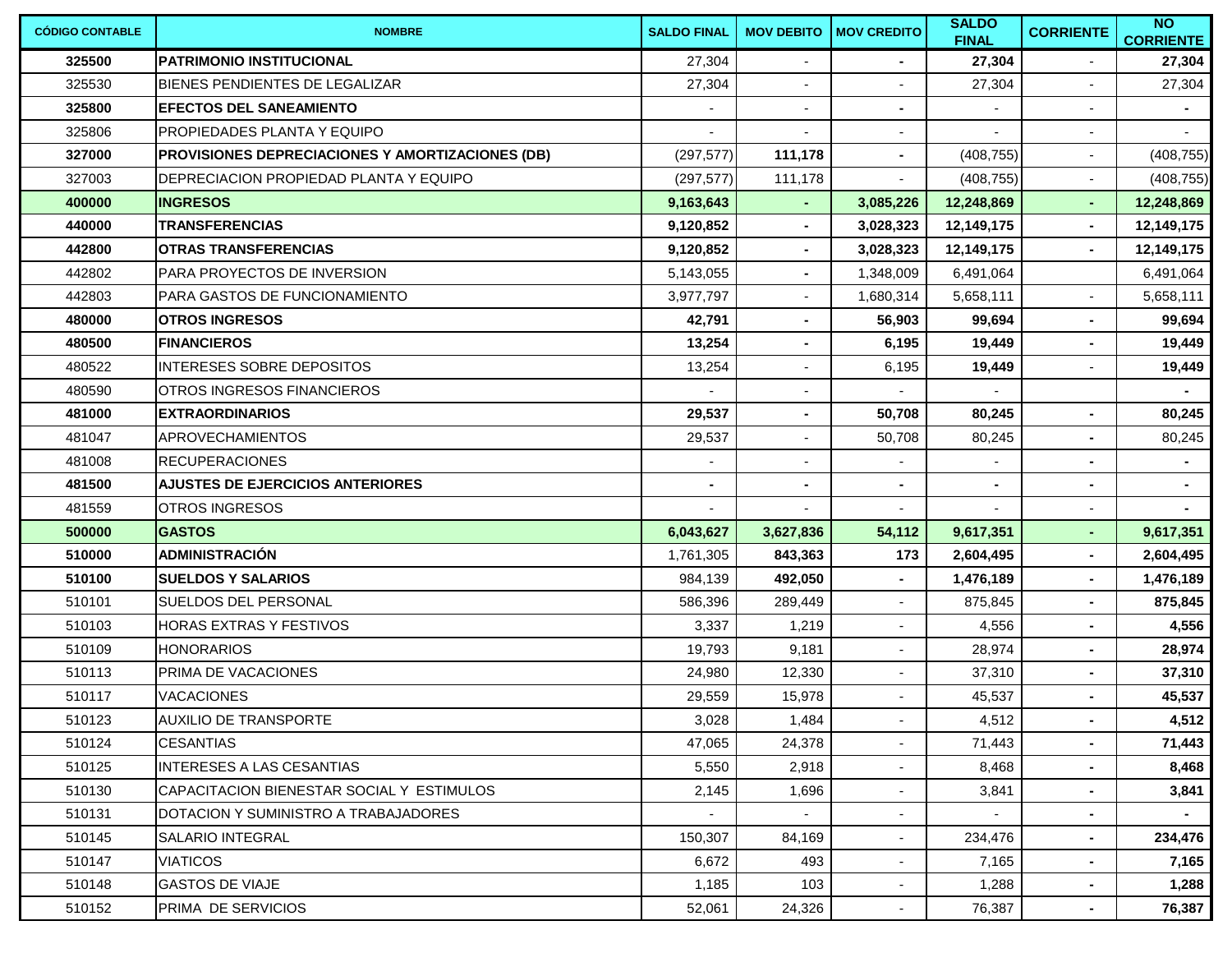| CÓDIGO CONTABLE | NOMBRE | SALDO FINAL | MOV DEBITO | MOV CREDITO | SALDO FINAL | CORRIENTE | NO CORRIENTE |
|---|---|---|---|---|---|---|---|
| **325500** | **PATRIMONIO INSTITUCIONAL** | 27,304 | - | **-** | **27,304** | - | **27,304** |
| 325530 | BIENES PENDIENTES DE LEGALIZAR | 27,304 | - | - | 27,304 | - | 27,304 |
| **325800** | **EFECTOS DEL SANEAMIENTO** | - | - | **-** | - | - | **-** |
| 325806 | PROPIEDADES PLANTA Y EQUIPO | - | - | - | - | - | - |
| **327000** | **PROVISIONES DEPRECIACIONES Y AMORTIZACIONES (DB)** | (297,577) | **111,178** | **-** | (408,755) | - | (408,755) |
| 327003 | DEPRECIACION PROPIEDAD PLANTA Y EQUIPO | (297,577) | 111,178 | - | (408,755) | - | (408,755) |
| **400000** | **INGRESOS** | **9,163,643** | **-** | **3,085,226** | **12,248,869** | **-** | **12,248,869** |
| **440000** | **TRANSFERENCIAS** | **9,120,852** | **-** | **3,028,323** | **12,149,175** | **-** | **12,149,175** |
| **442800** | **OTRAS TRANSFERENCIAS** | **9,120,852** | **-** | **3,028,323** | **12,149,175** | **-** | **12,149,175** |
| 442802 | PARA PROYECTOS DE INVERSION | 5,143,055 | **-** | 1,348,009 | 6,491,064 | | 6,491,064 |
| 442803 | PARA GASTOS DE FUNCIONAMIENTO | 3,977,797 | - | 1,680,314 | 5,658,111 | - | 5,658,111 |
| **480000** | **OTROS INGRESOS** | **42,791** | **-** | **56,903** | **99,694** | **-** | **99,694** |
| **480500** | **FINANCIEROS** | **13,254** | **-** | **6,195** | **19,449** | **-** | **19,449** |
| 480522 | INTERESES SOBRE DEPOSITOS | 13,254 | - | 6,195 | **19,449** | - | **19,449** |
| 480590 | OTROS INGRESOS FINANCIEROS | - | - | - | - | | **-** |
| **481000** | **EXTRAORDINARIOS** | **29,537** | **-** | **50,708** | **80,245** | **-** | **80,245** |
| 481047 | APROVECHAMIENTOS | 29,537 | - | 50,708 | 80,245 | **-** | 80,245 |
| 481008 | RECUPERACIONES | - | - | - | - | **-** | **-** |
| **481500** | **AJUSTES DE EJERCICIOS ANTERIORES** | **-** | **-** | **-** | **-** | **-** | **-** |
| 481559 | OTROS INGRESOS | - | - | - | - | - | **-** |
| **500000** | **GASTOS** | **6,043,627** | **3,627,836** | **54,112** | **9,617,351** | **-** | **9,617,351** |
| **510000** | **ADMINISTRACIÓN** | 1,761,305 | **843,363** | **173** | **2,604,495** | **-** | **2,604,495** |
| **510100** | **SUELDOS Y SALARIOS** | 984,139 | **492,050** | **-** | **1,476,189** | **-** | **1,476,189** |
| 510101 | SUELDOS DEL PERSONAL | 586,396 | 289,449 | - | 875,845 | **-** | **875,845** |
| 510103 | HORAS EXTRAS Y FESTIVOS | 3,337 | 1,219 | - | 4,556 | **-** | **4,556** |
| 510109 | HONORARIOS | 19,793 | 9,181 | - | 28,974 | **-** | **28,974** |
| 510113 | PRIMA DE VACACIONES | 24,980 | 12,330 | - | 37,310 | **-** | **37,310** |
| 510117 | VACACIONES | 29,559 | 15,978 | - | 45,537 | **-** | **45,537** |
| 510123 | AUXILIO DE TRANSPORTE | 3,028 | 1,484 | - | 4,512 | **-** | **4,512** |
| 510124 | CESANTIAS | 47,065 | 24,378 | - | 71,443 | **-** | **71,443** |
| 510125 | INTERESES A LAS CESANTIAS | 5,550 | 2,918 | - | 8,468 | **-** | **8,468** |
| 510130 | CAPACITACION BIENESTAR SOCIAL Y ESTIMULOS | 2,145 | 1,696 | - | 3,841 | **-** | **3,841** |
| 510131 | DOTACION Y SUMINISTRO A TRABAJADORES | - | - | - | - | **-** | **-** |
| 510145 | SALARIO INTEGRAL | 150,307 | 84,169 | - | 234,476 | **-** | **234,476** |
| 510147 | VIATICOS | 6,672 | 493 | - | 7,165 | **-** | **7,165** |
| 510148 | GASTOS DE VIAJE | 1,185 | 103 | - | 1,288 | **-** | **1,288** |
| 510152 | PRIMA DE SERVICIOS | 52,061 | 24,326 | - | 76,387 | **-** | **76,387** |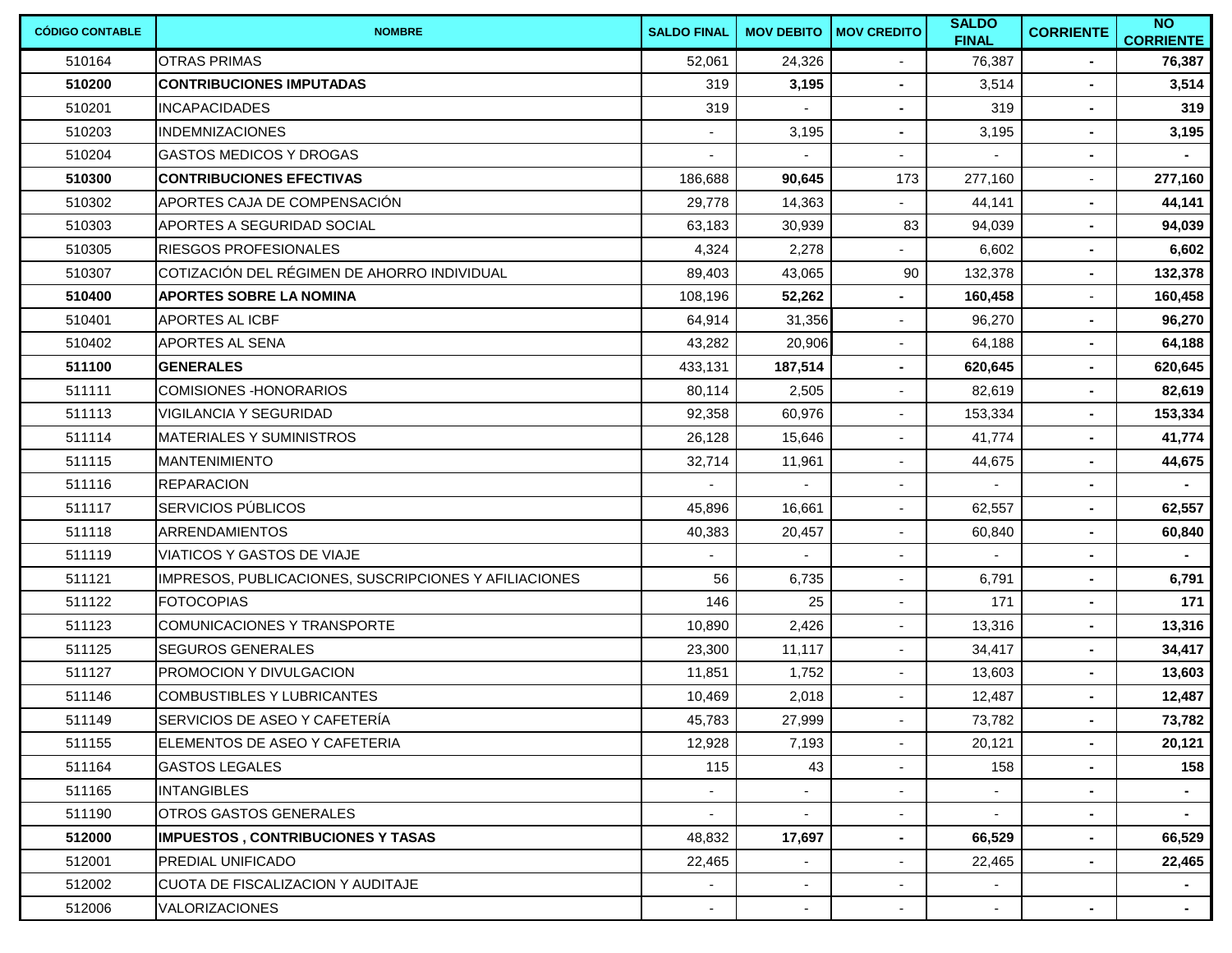| CÓDIGO CONTABLE | NOMBRE | SALDO FINAL | MOV DEBITO | MOV CREDITO | SALDO FINAL | CORRIENTE | NO CORRIENTE |
|---|---|---|---|---|---|---|---|
| 510164 | OTRAS PRIMAS | 52,061 | 24,326 | - | 76,387 | - | **76,387** |
| **510200** | **CONTRIBUCIONES IMPUTADAS** | 319 | **3,195** | **-** | 3,514 | - | **3,514** |
| 510201 | INCAPACIDADES | 319 | - | **-** | 319 | - | **319** |
| 510203 | INDEMNIZACIONES | - | 3,195 | **-** | 3,195 | - | **3,195** |
| 510204 | GASTOS MEDICOS Y DROGAS | - | - | - | - | - | **-** |
| **510300** | **CONTRIBUCIONES EFECTIVAS** | 186,688 | **90,645** | 173 | 277,160 | - | **277,160** |
| 510302 | APORTES CAJA DE COMPENSACIÓN | 29,778 | 14,363 | - | 44,141 | - | **44,141** |
| 510303 | APORTES A SEGURIDAD SOCIAL | 63,183 | 30,939 | 83 | 94,039 | - | **94,039** |
| 510305 | RIESGOS PROFESIONALES | 4,324 | 2,278 | - | 6,602 | - | **6,602** |
| 510307 | COTIZACIÓN DEL RÉGIMEN DE AHORRO INDIVIDUAL | 89,403 | 43,065 | 90 | 132,378 | - | **132,378** |
| **510400** | **APORTES SOBRE LA NOMINA** | 108,196 | **52,262** | **-** | **160,458** | - | **160,458** |
| 510401 | APORTES AL ICBF | 64,914 | 31,356 | - | 96,270 | - | **96,270** |
| 510402 | APORTES AL SENA | 43,282 | 20,906 | - | 64,188 | - | **64,188** |
| **511100** | **GENERALES** | 433,131 | **187,514** | **-** | **620,645** | - | **620,645** |
| 511111 | COMISIONES -HONORARIOS | 80,114 | 2,505 | - | 82,619 | - | **82,619** |
| 511113 | VIGILANCIA Y SEGURIDAD | 92,358 | 60,976 | - | 153,334 | - | **153,334** |
| 511114 | MATERIALES Y SUMINISTROS | 26,128 | 15,646 | - | 41,774 | - | **41,774** |
| 511115 | MANTENIMIENTO | 32,714 | 11,961 | - | 44,675 | - | **44,675** |
| 511116 | REPARACION | - | - | - | - | - | **-** |
| 511117 | SERVICIOS PÚBLICOS | 45,896 | 16,661 | - | 62,557 | - | **62,557** |
| 511118 | ARRENDAMIENTOS | 40,383 | 20,457 | - | 60,840 | - | **60,840** |
| 511119 | VIATICOS Y GASTOS DE VIAJE | - | - | - | - | - | **-** |
| 511121 | IMPRESOS, PUBLICACIONES, SUSCRIPCIONES Y AFILIACIONES | 56 | 6,735 | - | 6,791 | - | **6,791** |
| 511122 | FOTOCOPIAS | 146 | 25 | - | 171 | - | **171** |
| 511123 | COMUNICACIONES Y TRANSPORTE | 10,890 | 2,426 | - | 13,316 | - | **13,316** |
| 511125 | SEGUROS GENERALES | 23,300 | 11,117 | - | 34,417 | - | **34,417** |
| 511127 | PROMOCION Y DIVULGACION | 11,851 | 1,752 | - | 13,603 | - | **13,603** |
| 511146 | COMBUSTIBLES Y LUBRICANTES | 10,469 | 2,018 | - | 12,487 | - | **12,487** |
| 511149 | SERVICIOS DE ASEO Y CAFETERÍA | 45,783 | 27,999 | - | 73,782 | - | **73,782** |
| 511155 | ELEMENTOS DE ASEO Y CAFETERIA | 12,928 | 7,193 | - | 20,121 | - | **20,121** |
| 511164 | GASTOS LEGALES | 115 | 43 | - | 158 | - | **158** |
| 511165 | INTANGIBLES | - | - | - | - | - | **-** |
| 511190 | OTROS GASTOS GENERALES | - | - | - | - | - | **-** |
| **512000** | **IMPUESTOS , CONTRIBUCIONES Y TASAS** | 48,832 | **17,697** | **-** | **66,529** | - | **66,529** |
| 512001 | PREDIAL UNIFICADO | 22,465 | - | - | 22,465 | - | **22,465** |
| 512002 | CUOTA DE FISCALIZACION Y AUDITAJE | - | - | - | - | | **-** |
| 512006 | VALORIZACIONES | - | - | - | - | - | **-** |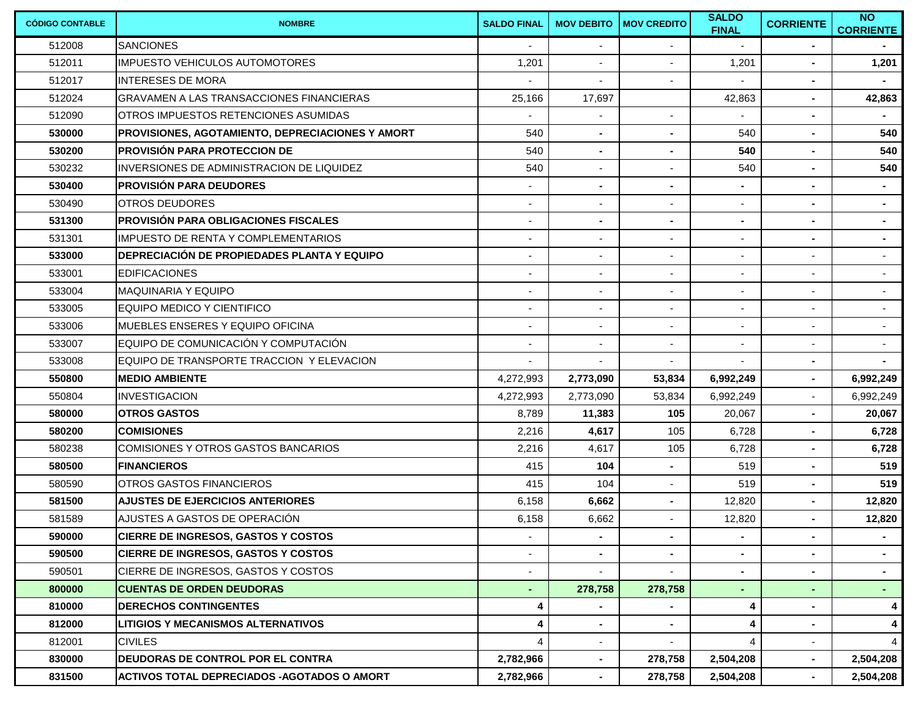| CÓDIGO CONTABLE | NOMBRE | SALDO FINAL | MOV DEBITO | MOV CREDITO | SALDO FINAL | CORRIENTE | NO CORRIENTE |
|---|---|---|---|---|---|---|---|
| 512008 | SANCIONES | - | - | - | - | - | - |
| 512011 | IMPUESTO VEHICULOS AUTOMOTORES | 1,201 | - | - | 1,201 | - | **1,201** |
| 512017 | INTERESES DE MORA | - | - | - | - | - | - |
| 512024 | GRAVAMEN A LAS TRANSACCIONES FINANCIERAS | 25,166 | 17,697 | | 42,863 | - | **42,863** |
| 512090 | OTROS IMPUESTOS RETENCIONES ASUMIDAS | - | - | - | - | - | - |
| **530000** | **PROVISIONES, AGOTAMIENTO, DEPRECIACIONES Y AMORT** | 540 | - | - | 540 | - | **540** |
| **530200** | **PROVISIÓN PARA PROTECCION DE** | 540 | - | - | **540** | - | **540** |
| 530232 | INVERSIONES DE ADMINISTRACION DE LIQUIDEZ | 540 | - | - | 540 | - | **540** |
| **530400** | **PROVISIÓN PARA DEUDORES** | - | - | - | - | - | - |
| 530490 | OTROS DEUDORES | - | - | - | - | - | - |
| **531300** | **PROVISIÓN PARA OBLIGACIONES FISCALES** | - | - | - | - | - | - |
| 531301 | IMPUESTO DE RENTA Y COMPLEMENTARIOS | - | - | - | - | - | - |
| **533000** | **DEPRECIACIÓN DE PROPIEDADES PLANTA Y EQUIPO** | - | - | - | - | - | - |
| 533001 | EDIFICACIONES | - | - | - | - | - | - |
| 533004 | MAQUINARIA Y EQUIPO | - | - | - | - | - | - |
| 533005 | EQUIPO MEDICO Y CIENTIFICO | - | - | - | - | - | - |
| 533006 | MUEBLES ENSERES Y EQUIPO OFICINA | - | - | - | - | - | - |
| 533007 | EQUIPO DE COMUNICACIÓN Y COMPUTACIÓN | - | - | - | - | - | - |
| 533008 | EQUIPO DE TRANSPORTE TRACCION Y ELEVACION | - | - | - | - | - | - |
| **550800** | **MEDIO AMBIENTE** | 4,272,993 | **2,773,090** | **53,834** | **6,992,249** | - | **6,992,249** |
| 550804 | INVESTIGACION | 4,272,993 | 2,773,090 | 53,834 | 6,992,249 | - | 6,992,249 |
| **580000** | **OTROS GASTOS** | 8,789 | **11,383** | **105** | 20,067 | - | **20,067** |
| **580200** | **COMISIONES** | 2,216 | **4,617** | 105 | 6,728 | - | **6,728** |
| 580238 | COMISIONES Y OTROS GASTOS BANCARIOS | 2,216 | 4,617 | 105 | 6,728 | - | **6,728** |
| **580500** | **FINANCIEROS** | 415 | **104** | - | 519 | - | **519** |
| 580590 | OTROS GASTOS FINANCIEROS | 415 | 104 | - | 519 | - | **519** |
| **581500** | **AJUSTES DE EJERCICIOS ANTERIORES** | 6,158 | **6,662** | - | 12,820 | - | **12,820** |
| 581589 | AJUSTES A GASTOS DE OPERACIÓN | 6,158 | 6,662 | - | 12,820 | - | **12,820** |
| **590000** | **CIERRE DE INGRESOS, GASTOS Y COSTOS** | - | - | - | - | - | - |
| **590500** | **CIERRE DE INGRESOS, GASTOS Y COSTOS** | - | - | - | - | - | - |
| 590501 | CIERRE DE INGRESOS, GASTOS Y COSTOS | - | - | - | - | - | - |
| **800000** | **CUENTAS DE ORDEN DEUDORAS** | - | **278,758** | **278,758** | - | - | - |
| **810000** | **DERECHOS CONTINGENTES** | **4** | - | - | **4** | - | **4** |
| **812000** | **LITIGIOS Y MECANISMOS ALTERNATIVOS** | **4** | - | - | **4** | - | **4** |
| 812001 | CIVILES | 4 | - | - | 4 | - | 4 |
| **830000** | **DEUDORAS DE CONTROL POR EL CONTRA** | **2,782,966** | - | **278,758** | **2,504,208** | - | **2,504,208** |
| **831500** | **ACTIVOS TOTAL DEPRECIADOS -AGOTADOS O AMORT** | **2,782,966** | - | **278,758** | **2,504,208** | - | **2,504,208** |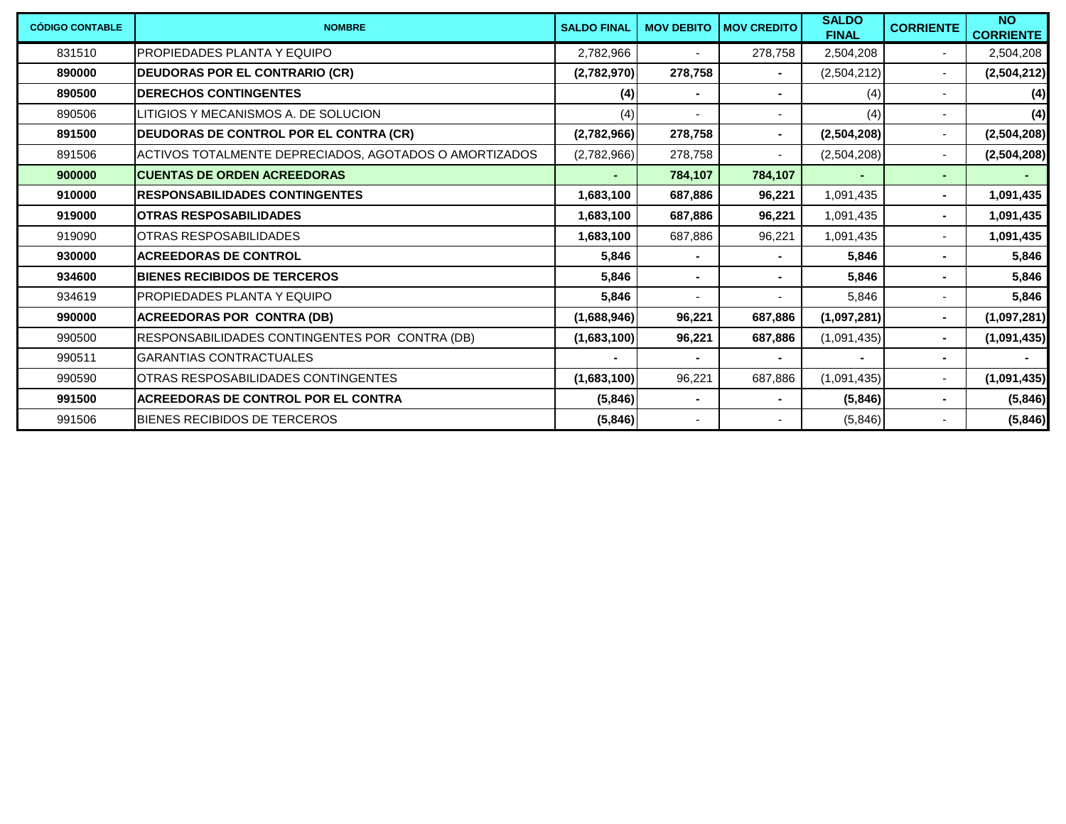| CÓDIGO CONTABLE | NOMBRE | SALDO FINAL | MOV DEBITO | MOV CREDITO | SALDO FINAL | CORRIENTE | NO CORRIENTE |
|---|---|---|---|---|---|---|---|
| 831510 | PROPIEDADES PLANTA Y EQUIPO | 2,782,966 | - | 278,758 | 2,504,208 | - | 2,504,208 |
| **890000** | **DEUDORAS POR EL CONTRARIO (CR)** | **(2,782,970)** | **278,758** | **-** | (2,504,212) | - | **(2,504,212)** |
| **890500** | **DERECHOS CONTINGENTES** | **(4)** | **-** | **-** | (4) | - | **(4)** |
| 890506 | LITIGIOS Y MECANISMOS A. DE SOLUCION | (4) | - | - | (4) | - | **(4)** |
| **891500** | **DEUDORAS DE CONTROL POR EL CONTRA (CR)** | **(2,782,966)** | **278,758** | **-** | **(2,504,208)** | - | **(2,504,208)** |
| 891506 | ACTIVOS TOTALMENTE DEPRECIADOS, AGOTADOS O AMORTIZADOS | (2,782,966) | 278,758 | - | (2,504,208) | - | **(2,504,208)** |
| **900000** | **CUENTAS DE ORDEN ACREEDORAS** | **-** | **784,107** | **784,107** | **-** | **-** | **-** |
| **910000** | **RESPONSABILIDADES CONTINGENTES** | **1,683,100** | **687,886** | **96,221** | 1,091,435 | **-** | **1,091,435** |
| **919000** | **OTRAS RESPOSABILIDADES** | **1,683,100** | **687,886** | **96,221** | 1,091,435 | **-** | **1,091,435** |
| 919090 | OTRAS RESPOSABILIDADES | **1,683,100** | 687,886 | 96,221 | 1,091,435 | - | **1,091,435** |
| **930000** | **ACREEDORAS DE CONTROL** | **5,846** | **-** | **-** | **5,846** | **-** | **5,846** |
| **934600** | **BIENES RECIBIDOS DE TERCEROS** | **5,846** | **-** | **-** | **5,846** | **-** | **5,846** |
| 934619 | PROPIEDADES PLANTA Y EQUIPO | **5,846** | - | - | 5,846 | - | **5,846** |
| **990000** | **ACREEDORAS POR CONTRA (DB)** | **(1,688,946)** | **96,221** | **687,886** | **(1,097,281)** | **-** | **(1,097,281)** |
| 990500 | RESPONSABILIDADES CONTINGENTES POR CONTRA (DB) | **(1,683,100)** | **96,221** | **687,886** | (1,091,435) | **-** | **(1,091,435)** |
| 990511 | GARANTIAS CONTRACTUALES | **-** | **-** | **-** | **-** | **-** | **-** |
| 990590 | OTRAS RESPOSABILIDADES CONTINGENTES | **(1,683,100)** | 96,221 | 687,886 | (1,091,435) | - | **(1,091,435)** |
| **991500** | **ACREEDORAS DE CONTROL POR EL CONTRA** | **(5,846)** | **-** | **-** | **(5,846)** | **-** | **(5,846)** |
| 991506 | BIENES RECIBIDOS DE TERCEROS | **(5,846)** | - | - | (5,846) | - | **(5,846)** |